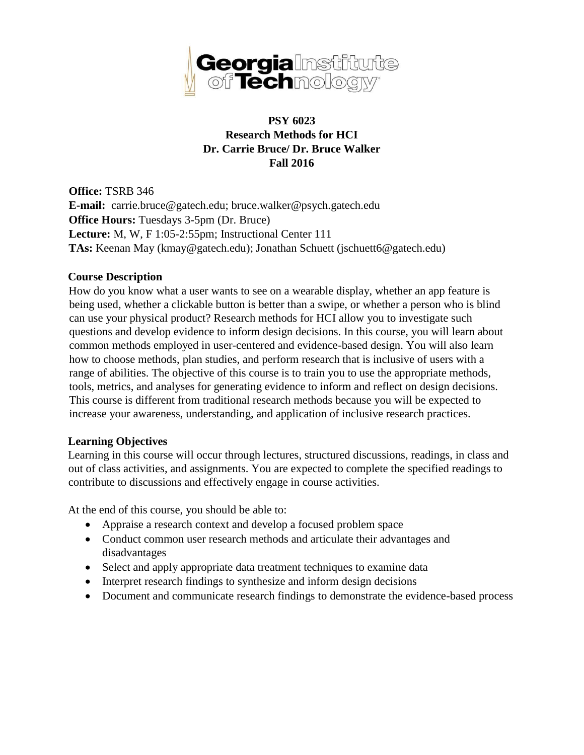# PSY 6023
## Research Methods for HCI
### Dr. Carrie Bruce/ Dr. Bruce Walker
### Fall 2016

**Office:** TSRB 346
**E-mail:** carrie.bruce@gatech.edu; bruce.walker@psych.gatech.edu
**Office Hours:** Tuesdays 3-5pm (Dr. Bruce)
**Lecture:** M, W, F 1:05-2:55pm; Instructional Center 111
**TAs:** Keenan May (kmay@gatech.edu); Jonathan Schuett (jschuett6@gatech.edu)

**Course Description**

How do you know what a user wants to see on a wearable display, whether an app feature is being used, whether a clickable button is better than a swipe, or whether a person who is blind can use your physical product? Research methods for HCI allow you to investigate such questions and develop evidence to inform design decisions. In this course, you will learn about common methods employed in user-centered and evidence-based design. You will also learn how to choose methods, plan studies, and perform research that is inclusive of users with a range of abilities. The objective of this course is to train you to use the appropriate methods, tools, metrics, and analyses for generating evidence to inform and reflect on design decisions. This course is different from traditional research methods because you will be expected to increase your awareness, understanding, and application of inclusive research practices.

**Learning Objectives**

Learning in this course will occur through lectures, structured discussions, readings, in class and out of class activities, and assignments. You are expected to complete the specified readings to contribute to discussions and effectively engage in course activities.

At the end of this course, you should be able to:

- Appraise a research context and develop a focused problem space
- Conduct common user research methods and articulate their advantages and disadvantages
- Select and apply appropriate data treatment techniques to examine data
- Interpret research findings to synthesize and inform design decisions
- Document and communicate research findings to demonstrate the evidence-based process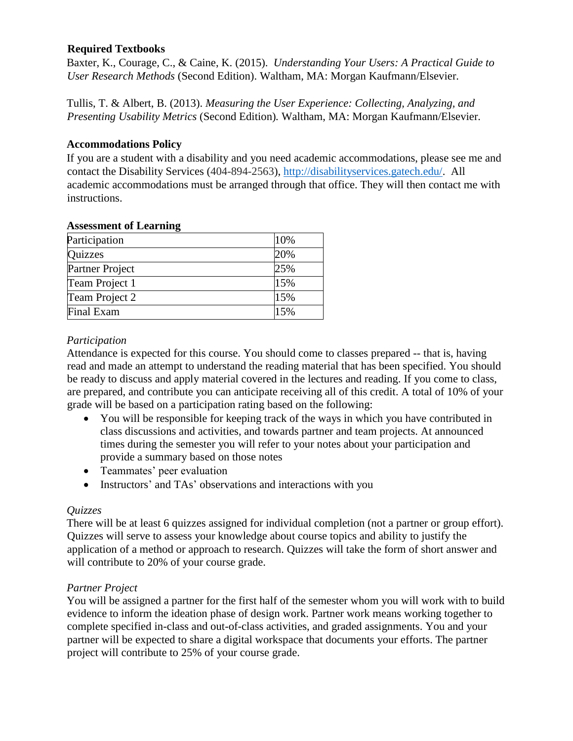**Required Textbooks**

Baxter, K., Courage, C., & Caine, K. (2015). *Understanding Your Users: A Practical Guide to User Research Methods* (Second Edition). Waltham, MA: Morgan Kaufmann/Elsevier.

Tullis, T. & Albert, B. (2013). *Measuring the User Experience: Collecting, Analyzing, and Presenting Usability Metrics* (Second Edition). Waltham, MA: Morgan Kaufmann/Elsevier.

**Accommodations Policy**

If you are a student with a disability and you need academic accommodations, please see me and contact the Disability Services (404-894-2563), http://disabilityservices.gatech.edu/. All academic accommodations must be arranged through that office. They will then contact me with instructions.

**Assessment of Learning**

| Participation | 10% |
|---|---|
| Quizzes | 20% |
| Partner Project | 25% |
| Team Project 1 | 15% |
| Team Project 2 | 15% |
| Final Exam | 15% |

*Participation*

Attendance is expected for this course. You should come to classes prepared -- that is, having read and made an attempt to understand the reading material that has been specified. You should be ready to discuss and apply material covered in the lectures and reading. If you come to class, are prepared, and contribute you can anticipate receiving all of this credit. A total of 10% of your grade will be based on a participation rating based on the following:

- You will be responsible for keeping track of the ways in which you have contributed in class discussions and activities, and towards partner and team projects. At announced times during the semester you will refer to your notes about your participation and provide a summary based on those notes
- Teammates' peer evaluation
- Instructors' and TAs' observations and interactions with you

*Quizzes*

There will be at least 6 quizzes assigned for individual completion (not a partner or group effort). Quizzes will serve to assess your knowledge about course topics and ability to justify the application of a method or approach to research. Quizzes will take the form of short answer and will contribute to 20% of your course grade.

*Partner Project*

You will be assigned a partner for the first half of the semester whom you will work with to build evidence to inform the ideation phase of design work. Partner work means working together to complete specified in-class and out-of-class activities, and graded assignments. You and your partner will be expected to share a digital workspace that documents your efforts. The partner project will contribute to 25% of your course grade.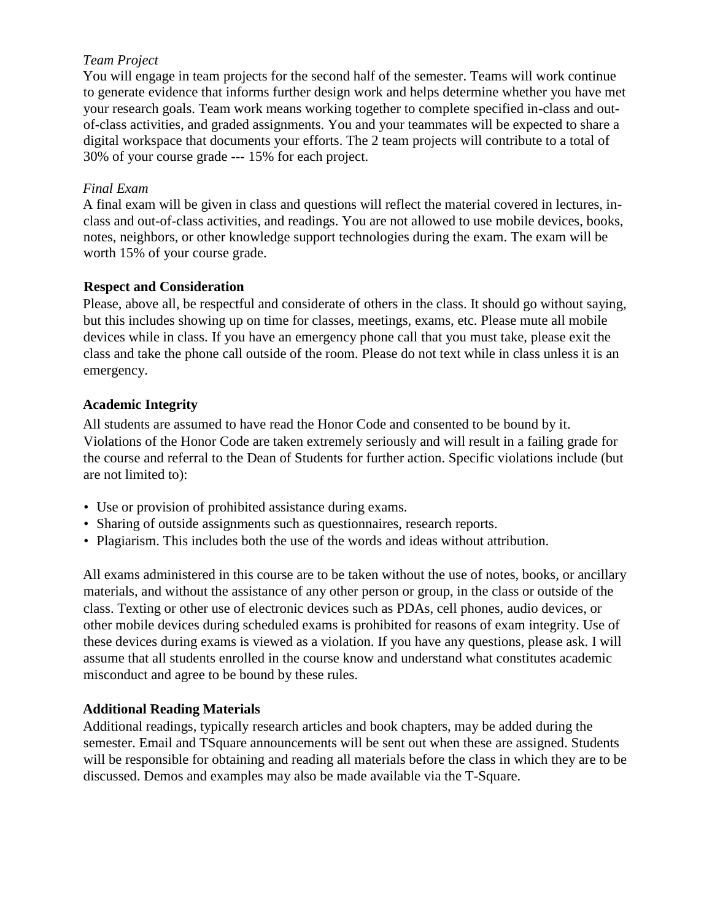*Team Project*

You will engage in team projects for the second half of the semester. Teams will work continue to generate evidence that informs further design work and helps determine whether you have met your research goals. Team work means working together to complete specified in-class and out-of-class activities, and graded assignments. You and your teammates will be expected to share a digital workspace that documents your efforts. The 2 team projects will contribute to a total of 30% of your course grade --- 15% for each project.

*Final Exam*

A final exam will be given in class and questions will reflect the material covered in lectures, in-class and out-of-class activities, and readings. You are not allowed to use mobile devices, books, notes, neighbors, or other knowledge support technologies during the exam. The exam will be worth 15% of your course grade.

**Respect and Consideration**

Please, above all, be respectful and considerate of others in the class. It should go without saying, but this includes showing up on time for classes, meetings, exams, etc. Please mute all mobile devices while in class. If you have an emergency phone call that you must take, please exit the class and take the phone call outside of the room. Please do not text while in class unless it is an emergency.

**Academic Integrity**

All students are assumed to have read the Honor Code and consented to be bound by it. Violations of the Honor Code are taken extremely seriously and will result in a failing grade for the course and referral to the Dean of Students for further action. Specific violations include (but are not limited to):

- Use or provision of prohibited assistance during exams.
- Sharing of outside assignments such as questionnaires, research reports.
- Plagiarism. This includes both the use of the words and ideas without attribution.

All exams administered in this course are to be taken without the use of notes, books, or ancillary materials, and without the assistance of any other person or group, in the class or outside of the class. Texting or other use of electronic devices such as PDAs, cell phones, audio devices, or other mobile devices during scheduled exams is prohibited for reasons of exam integrity. Use of these devices during exams is viewed as a violation. If you have any questions, please ask. I will assume that all students enrolled in the course know and understand what constitutes academic misconduct and agree to be bound by these rules.

**Additional Reading Materials**

Additional readings, typically research articles and book chapters, may be added during the semester. Email and TSquare announcements will be sent out when these are assigned. Students will be responsible for obtaining and reading all materials before the class in which they are to be discussed. Demos and examples may also be made available via the T-Square.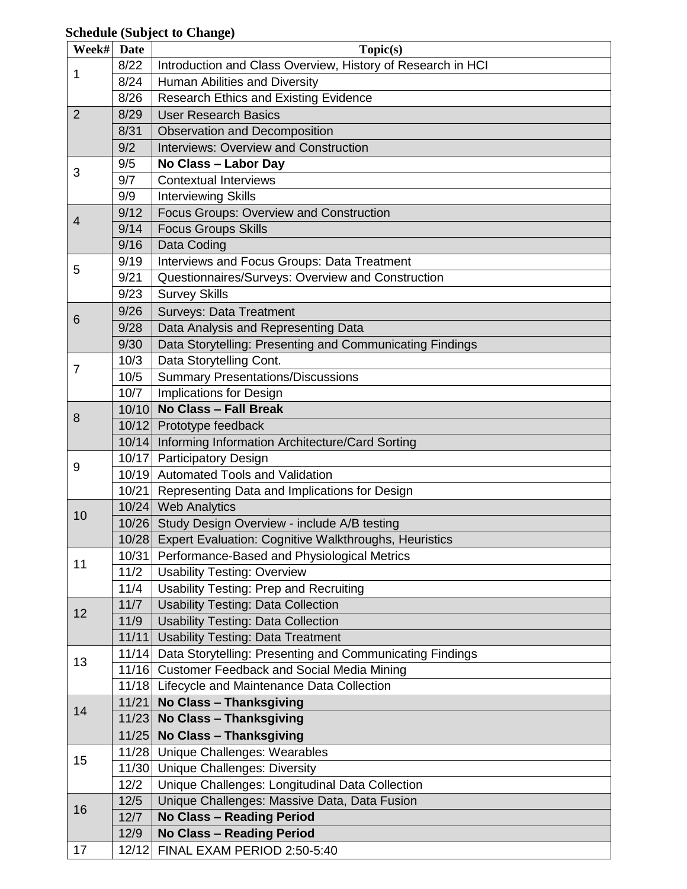**Schedule (Subject to Change)**

| Week# | Date | Topic(s) |
| --- | --- | --- |
| 1 | 8/22 | Introduction and Class Overview, History of Research in HCI |
| | 8/24 | Human Abilities and Diversity |
| | 8/26 | Research Ethics and Existing Evidence |
| 2 | 8/29 | User Research Basics |
| | 8/31 | Observation and Decomposition |
| | 9/2 | Interviews: Overview and Construction |
| 3 | 9/5 | **No Class – Labor Day** |
| | 9/7 | Contextual Interviews |
| | 9/9 | Interviewing Skills |
| 4 | 9/12 | Focus Groups: Overview and Construction |
| | 9/14 | Focus Groups Skills |
| | 9/16 | Data Coding |
| 5 | 9/19 | Interviews and Focus Groups: Data Treatment |
| | 9/21 | Questionnaires/Surveys: Overview and Construction |
| | 9/23 | Survey Skills |
| 6 | 9/26 | Surveys: Data Treatment |
| | 9/28 | Data Analysis and Representing Data |
| | 9/30 | Data Storytelling: Presenting and Communicating Findings |
| 7 | 10/3 | Data Storytelling Cont. |
| | 10/5 | Summary Presentations/Discussions |
| | 10/7 | Implications for Design |
| 8 | 10/10 | **No Class – Fall Break** |
| | 10/12 | Prototype feedback |
| | 10/14 | Informing Information Architecture/Card Sorting |
| 9 | 10/17 | Participatory Design |
| | 10/19 | Automated Tools and Validation |
| | 10/21 | Representing Data and Implications for Design |
| 10 | 10/24 | Web Analytics |
| | 10/26 | Study Design Overview - include A/B testing |
| | 10/28 | Expert Evaluation: Cognitive Walkthroughs, Heuristics |
| 11 | 10/31 | Performance-Based and Physiological Metrics |
| | 11/2 | Usability Testing: Overview |
| | 11/4 | Usability Testing: Prep and Recruiting |
| 12 | 11/7 | Usability Testing: Data Collection |
| | 11/9 | Usability Testing: Data Collection |
| | 11/11 | Usability Testing: Data Treatment |
| 13 | 11/14 | Data Storytelling: Presenting and Communicating Findings |
| | 11/16 | Customer Feedback and Social Media Mining |
| | 11/18 | Lifecycle and Maintenance Data Collection |
| 14 | 11/21 | **No Class – Thanksgiving** |
| | 11/23 | **No Class – Thanksgiving** |
| | 11/25 | **No Class – Thanksgiving** |
| 15 | 11/28 | Unique Challenges: Wearables |
| | 11/30 | Unique Challenges: Diversity |
| | 12/2 | Unique Challenges: Longitudinal Data Collection |
| 16 | 12/5 | Unique Challenges: Massive Data, Data Fusion |
| | 12/7 | **No Class – Reading Period** |
| | 12/9 | **No Class – Reading Period** |
| 17 | 12/12 | FINAL EXAM PERIOD 2:50-5:40 |